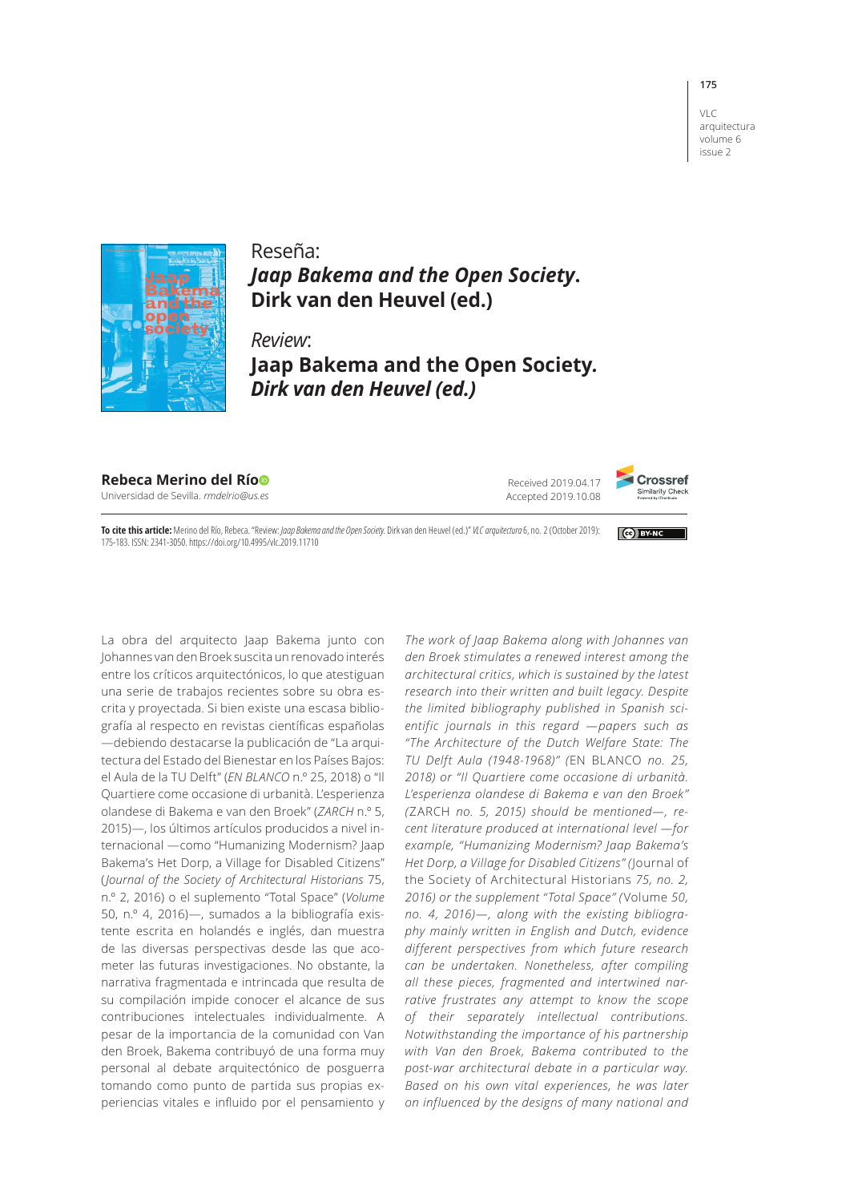# Reseña: *Jaap Bakema and the Open Society*. Dirk van den Heuvel (ed.)

# *Review*: Jaap Bakema and the Open Society. *Dirk van den Heuvel (ed.)*

**Rebeca Merino del Río**
Universidad de Sevilla. *rmdelrio@us.es*

Received 2019.04.17
Accepted 2019.10.08

**To cite this article:** Merino del Río, Rebeca. "Review: *Jaap Bakema and the Open Society.* Dirk van den Heuvel (ed.)" *VLC arquitectura* 6, no. 2 (October 2019): 175-183. ISSN: 2341-3050. https://doi.org/10.4995/vlc.2019.11710

La obra del arquitecto Jaap Bakema junto con Johannes van den Broek suscita un renovado interés entre los críticos arquitectónicos, lo que atestiguan una serie de trabajos recientes sobre su obra escrita y proyectada. Si bien existe una escasa bibliografía al respecto en revistas científicas españolas —debiendo destacarse la publicación de "La arquitectura del Estado del Bienestar en los Países Bajos: el Aula de la TU Delft" (*EN BLANCO* n.º 25, 2018) o "Il Quartiere come occasione di urbanità. L'esperienza olandese di Bakema e van den Broek" (*ZARCH* n.º 5, 2015)—, los últimos artículos producidos a nivel internacional —como "Humanizing Modernism? Jaap Bakema's Het Dorp, a Village for Disabled Citizens" (*Journal of the Society of Architectural Historians* 75, n.º 2, 2016) o el suplemento "Total Space" (*Volume* 50, n.º 4, 2016)—, sumados a la bibliografía existente escrita en holandés e inglés, dan muestra de las diversas perspectivas desde las que acometer las futuras investigaciones. No obstante, la narrativa fragmentada e intrincada que resulta de su compilación impide conocer el alcance de sus contribuciones intelectuales individualmente. A pesar de la importancia de la comunidad con Van den Broek, Bakema contribuyó de una forma muy personal al debate arquitectónico de posguerra tomando como punto de partida sus propias experiencias vitales e influido por el pensamiento y

*The work of Jaap Bakema along with Johannes van den Broek stimulates a renewed interest among the architectural critics, which is sustained by the latest research into their written and built legacy. Despite the limited bibliography published in Spanish scientific journals in this regard —papers such as "The Architecture of the Dutch Welfare State: The TU Delft Aula (1948-1968)" (*EN BLANCO *no. 25, 2018) or "Il Quartiere come occasione di urbanità. L'esperienza olandese di Bakema e van den Broek" (*ZARCH *no. 5, 2015) should be mentioned—, recent literature produced at international level —for example, "Humanizing Modernism? Jaap Bakema's Het Dorp, a Village for Disabled Citizens" (*Journal of the Society of Architectural Historians *75, no. 2, 2016) or the supplement "Total Space" (*Volume *50, no. 4, 2016)—, along with the existing bibliography mainly written in English and Dutch, evidence different perspectives from which future research can be undertaken. Nonetheless, after compiling all these pieces, fragmented and intertwined narrative frustrates any attempt to know the scope of their separately intellectual contributions. Notwithstanding the importance of his partnership with Van den Broek, Bakema contributed to the post-war architectural debate in a particular way. Based on his own vital experiences, he was later on influenced by the designs of many national and*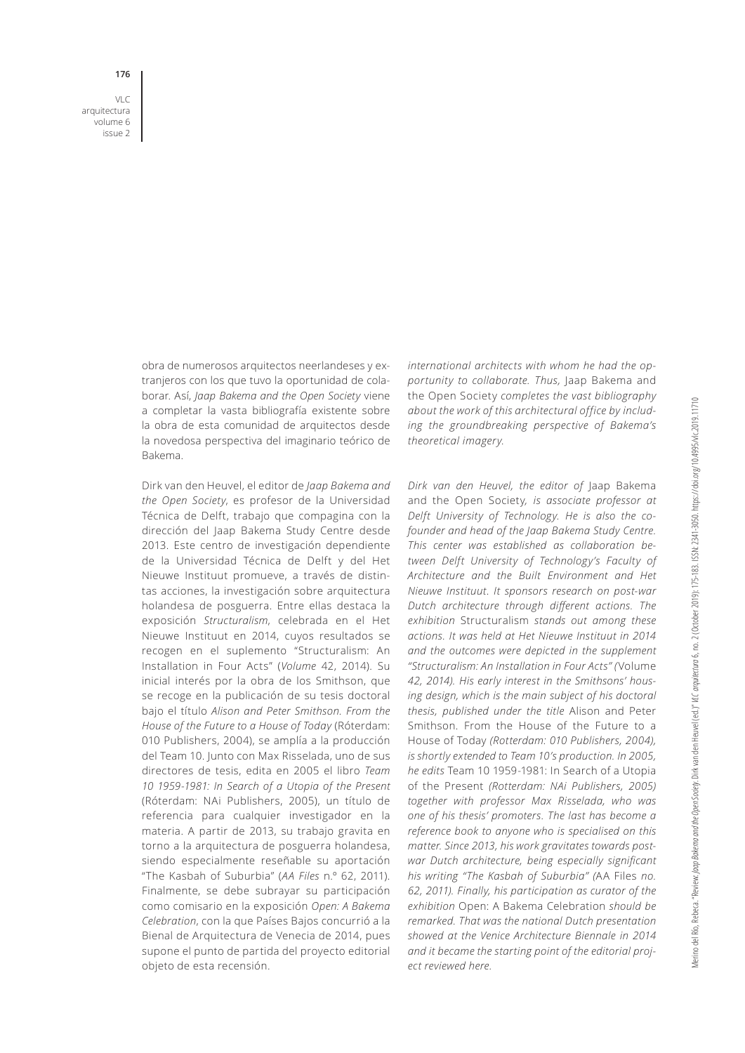obra de numerosos arquitectos neerlandeses y extranjeros con los que tuvo la oportunidad de colaborar. Así, *Jaap Bakema and the Open Society* viene a completar la vasta bibliografía existente sobre la obra de esta comunidad de arquitectos desde la novedosa perspectiva del imaginario teórico de Bakema.

Dirk van den Heuvel, el editor de *Jaap Bakema and the Open Society*, es profesor de la Universidad Técnica de Delft, trabajo que compagina con la dirección del Jaap Bakema Study Centre desde 2013. Este centro de investigación dependiente de la Universidad Técnica de Delft y del Het Nieuwe Instituut promueve, a través de distintas acciones, la investigación sobre arquitectura holandesa de posguerra. Entre ellas destaca la exposición *Structuralism*, celebrada en el Het Nieuwe Instituut en 2014, cuyos resultados se recogen en el suplemento "Structuralism: An Installation in Four Acts" (*Volume* 42, 2014). Su inicial interés por la obra de los Smithson, que se recoge en la publicación de su tesis doctoral bajo el título *Alison and Peter Smithson. From the House of the Future to a House of Today* (Róterdam: 010 Publishers, 2004), se amplía a la producción del Team 10. Junto con Max Risselada, uno de sus directores de tesis, edita en 2005 el libro *Team 10 1959-1981: In Search of a Utopia of the Present* (Róterdam: NAi Publishers, 2005), un título de referencia para cualquier investigador en la materia. A partir de 2013, su trabajo gravita en torno a la arquitectura de posguerra holandesa, siendo especialmente reseñable su aportación "The Kasbah of Suburbia" (*AA Files* n.º 62, 2011). Finalmente, se debe subrayar su participación como comisario en la exposición *Open: A Bakema Celebration*, con la que Países Bajos concurrió a la Bienal de Arquitectura de Venecia de 2014, pues supone el punto de partida del proyecto editorial objeto de esta recensión.

*international architects with whom he had the opportunity to collaborate. Thus,* Jaap Bakema and the Open Society *completes the vast bibliography about the work of this architectural office by including the groundbreaking perspective of Bakema's theoretical imagery.*

*Dirk van den Heuvel, the editor of* Jaap Bakema and the Open Society, *is associate professor at Delft University of Technology. He is also the co-founder and head of the Jaap Bakema Study Centre. This center was established as collaboration between Delft University of Technology's Faculty of Architecture and the Built Environment and Het Nieuwe Instituut. It sponsors research on post-war Dutch architecture through different actions. The exhibition* Structuralism *stands out among these actions. It was held at Het Nieuwe Instituut in 2014 and the outcomes were depicted in the supplement "Structuralism: An Installation in Four Acts" (*Volume *42, 2014). His early interest in the Smithsons' housing design, which is the main subject of his doctoral thesis, published under the title* Alison and Peter Smithson. From the House of the Future to a House of Today *(Rotterdam: 010 Publishers, 2004), is shortly extended to Team 10's production. In 2005, he edits* Team 10 1959-1981: In Search of a Utopia of the Present *(Rotterdam: NAi Publishers, 2005) together with professor Max Risselada, who was one of his thesis' promoters. The last has become a reference book to anyone who is specialised on this matter. Since 2013, his work gravitates towards post-war Dutch architecture, being especially significant his writing "The Kasbah of Suburbia" (*AA Files *no. 62, 2011). Finally, his participation as curator of the exhibition* Open: A Bakema Celebration *should be remarked. That was the national Dutch presentation showed at the Venice Architecture Biennale in 2014 and it became the starting point of the editorial project reviewed here.*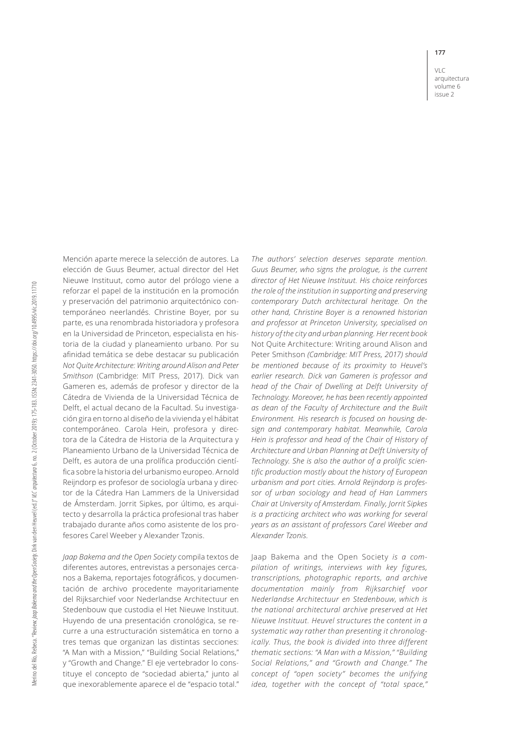Mención aparte merece la selección de autores. La elección de Guus Beumer, actual director del Het Nieuwe Instituut, como autor del prólogo viene a reforzar el papel de la institución en la promoción y preservación del patrimonio arquitectónico contemporáneo neerlandés. Christine Boyer, por su parte, es una renombrada historiadora y profesora en la Universidad de Princeton, especialista en historia de la ciudad y planeamiento urbano. Por su afinidad temática se debe destacar su publicación *Not Quite Architecture: Writing around Alison and Peter Smithson* (Cambridge: MIT Press, 2017). Dick van Gameren es, además de profesor y director de la Cátedra de Vivienda de la Universidad Técnica de Delft, el actual decano de la Facultad. Su investigación gira en torno al diseño de la vivienda y el hábitat contemporáneo. Carola Hein, profesora y directora de la Cátedra de Historia de la Arquitectura y Planeamiento Urbano de la Universidad Técnica de Delft, es autora de una prolífica producción científica sobre la historia del urbanismo europeo. Arnold Reijndorp es profesor de sociología urbana y director de la Cátedra Han Lammers de la Universidad de Ámsterdam. Jorrit Sipkes, por último, es arquitecto y desarrolla la práctica profesional tras haber trabajado durante años como asistente de los profesores Carel Weeber y Alexander Tzonis.

*Jaap Bakema and the Open Society* compila textos de diferentes autores, entrevistas a personajes cercanos a Bakema, reportajes fotográficos, y documentación de archivo procedente mayoritariamente del Rijksarchief voor Nederlandse Architectuur en Stedenbouw que custodia el Het Nieuwe Instituut. Huyendo de una presentación cronológica, se recurre a una estructuración sistemática en torno a tres temas que organizan las distintas secciones: "A Man with a Mission," "Building Social Relations," y "Growth and Change." El eje vertebrador lo constituye el concepto de "sociedad abierta," junto al que inexorablemente aparece el de "espacio total."

*The authors' selection deserves separate mention. Guus Beumer, who signs the prologue, is the current director of Het Nieuwe Instituut. His choice reinforces the role of the institution in supporting and preserving contemporary Dutch architectural heritage. On the other hand, Christine Boyer is a renowned historian and professor at Princeton University, specialised on history of the city and urban planning. Her recent book* Not Quite Architecture: Writing around Alison and Peter Smithson *(Cambridge: MIT Press, 2017) should be mentioned because of its proximity to Heuvel's earlier research. Dick van Gameren is professor and head of the Chair of Dwelling at Delft University of Technology. Moreover, he has been recently appointed as dean of the Faculty of Architecture and the Built Environment. His research is focused on housing design and contemporary habitat. Meanwhile, Carola Hein is professor and head of the Chair of History of Architecture and Urban Planning at Delft University of Technology. She is also the author of a prolific scientific production mostly about the history of European urbanism and port cities. Arnold Reijndorp is professor of urban sociology and head of Han Lammers Chair at University of Amsterdam. Finally, Jorrit Sipkes is a practicing architect who was working for several years as an assistant of professors Carel Weeber and Alexander Tzonis.*

Jaap Bakema and the Open Society *is a compilation of writings, interviews with key figures, transcriptions, photographic reports, and archive documentation mainly from Rijksarchief voor Nederlandse Architectuur en Stedenbouw, which is the national architectural archive preserved at Het Nieuwe Instituut. Heuvel structures the content in a systematic way rather than presenting it chronologically. Thus, the book is divided into three different thematic sections: "A Man with a Mission," "Building Social Relations," and "Growth and Change." The concept of "open society" becomes the unifying idea, together with the concept of "total space,"*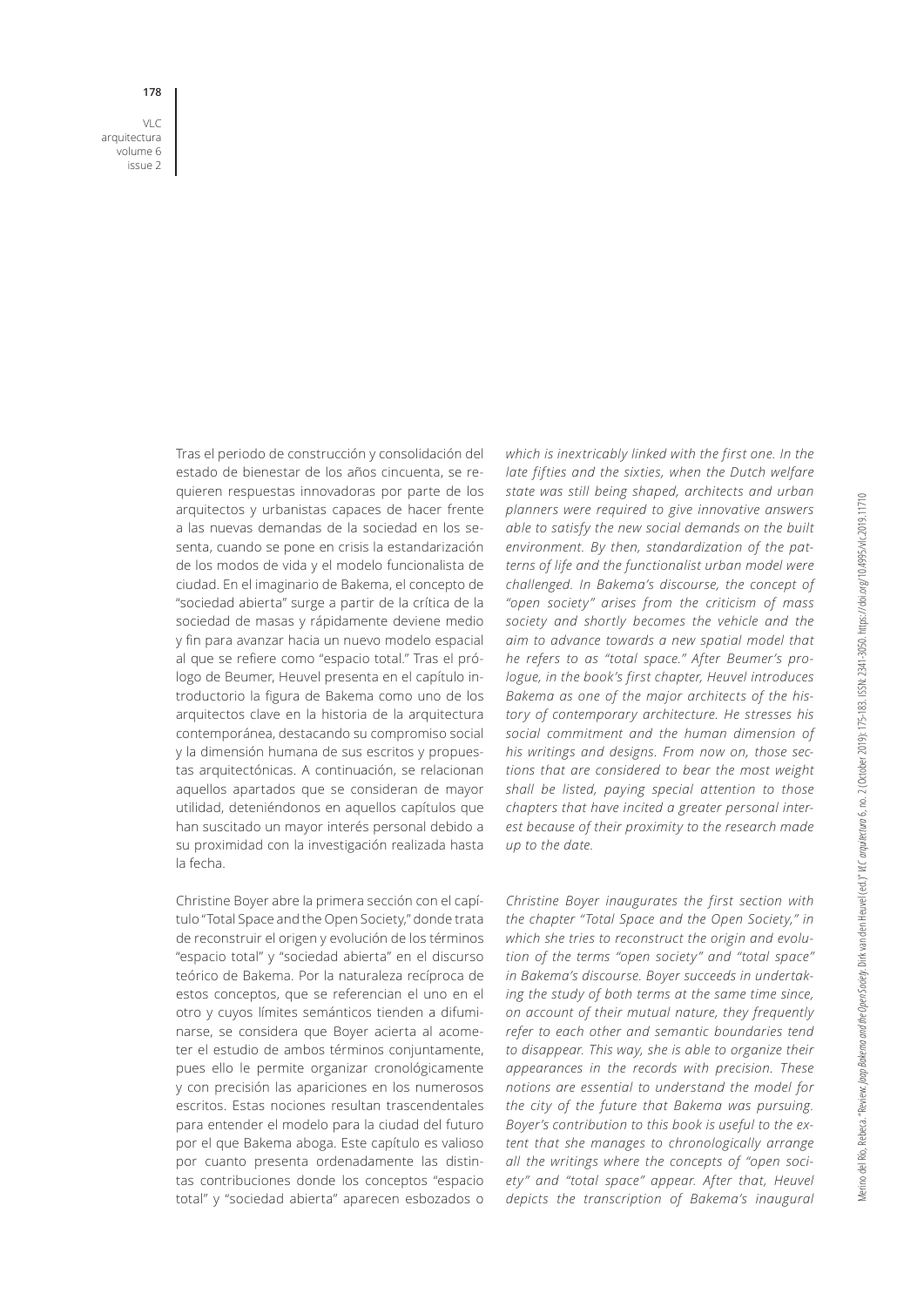Tras el periodo de construcción y consolidación del estado de bienestar de los años cincuenta, se requieren respuestas innovadoras por parte de los arquitectos y urbanistas capaces de hacer frente a las nuevas demandas de la sociedad en los sesenta, cuando se pone en crisis la estandarización de los modos de vida y el modelo funcionalista de ciudad. En el imaginario de Bakema, el concepto de "sociedad abierta" surge a partir de la crítica de la sociedad de masas y rápidamente deviene medio y fin para avanzar hacia un nuevo modelo espacial al que se refiere como "espacio total." Tras el prólogo de Beumer, Heuvel presenta en el capítulo introductorio la figura de Bakema como uno de los arquitectos clave en la historia de la arquitectura contemporánea, destacando su compromiso social y la dimensión humana de sus escritos y propuestas arquitectónicas. A continuación, se relacionan aquellos apartados que se consideran de mayor utilidad, deteniéndonos en aquellos capítulos que han suscitado un mayor interés personal debido a su proximidad con la investigación realizada hasta la fecha.

Christine Boyer abre la primera sección con el capítulo "Total Space and the Open Society," donde trata de reconstruir el origen y evolución de los términos "espacio total" y "sociedad abierta" en el discurso teórico de Bakema. Por la naturaleza recíproca de estos conceptos, que se referencian el uno en el otro y cuyos límites semánticos tienden a difuminarse, se considera que Boyer acierta al acometer el estudio de ambos términos conjuntamente, pues ello le permite organizar cronológicamente y con precisión las apariciones en los numerosos escritos. Estas nociones resultan trascendentales para entender el modelo para la ciudad del futuro por el que Bakema aboga. Este capítulo es valioso por cuanto presenta ordenadamente las distintas contribuciones donde los conceptos "espacio total" y "sociedad abierta" aparecen esbozados o

*which is inextricably linked with the first one. In the late fifties and the sixties, when the Dutch welfare state was still being shaped, architects and urban planners were required to give innovative answers able to satisfy the new social demands on the built environment. By then, standardization of the patterns of life and the functionalist urban model were challenged. In Bakema's discourse, the concept of "open society" arises from the criticism of mass society and shortly becomes the vehicle and the aim to advance towards a new spatial model that he refers to as "total space." After Beumer's prologue, in the book's first chapter, Heuvel introduces Bakema as one of the major architects of the history of contemporary architecture. He stresses his social commitment and the human dimension of his writings and designs. From now on, those sections that are considered to bear the most weight shall be listed, paying special attention to those chapters that have incited a greater personal interest because of their proximity to the research made up to the date.*

*Christine Boyer inaugurates the first section with the chapter "Total Space and the Open Society," in which she tries to reconstruct the origin and evolution of the terms "open society" and "total space" in Bakema's discourse. Boyer succeeds in undertaking the study of both terms at the same time since, on account of their mutual nature, they frequently refer to each other and semantic boundaries tend to disappear. This way, she is able to organize their appearances in the records with precision. These notions are essential to understand the model for the city of the future that Bakema was pursuing. Boyer's contribution to this book is useful to the extent that she manages to chronologically arrange all the writings where the concepts of "open society" and "total space" appear. After that, Heuvel depicts the transcription of Bakema's inaugural*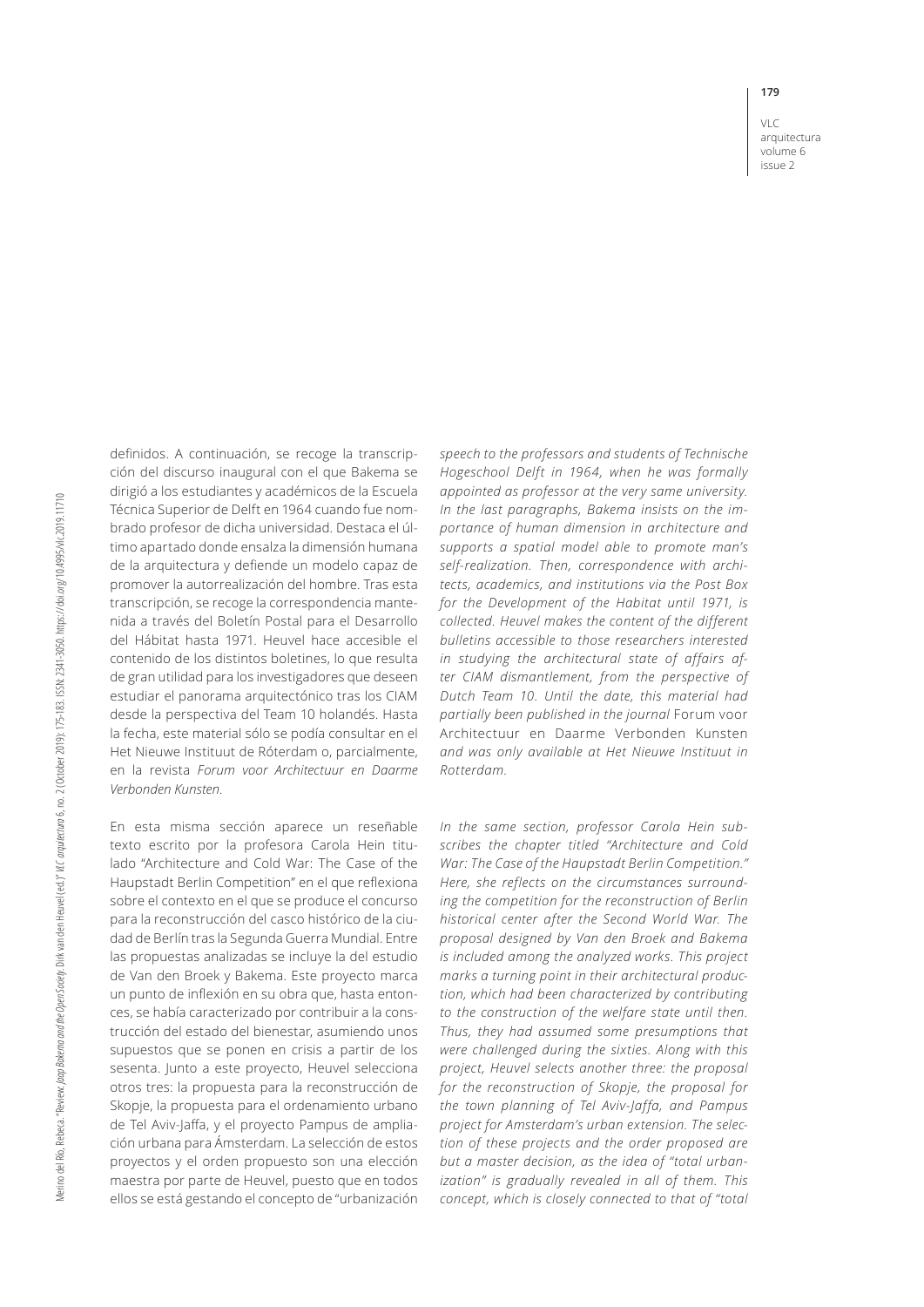definidos. A continuación, se recoge la transcripción del discurso inaugural con el que Bakema se dirigió a los estudiantes y académicos de la Escuela Técnica Superior de Delft en 1964 cuando fue nombrado profesor de dicha universidad. Destaca el último apartado donde ensalza la dimensión humana de la arquitectura y defiende un modelo capaz de promover la autorrealización del hombre. Tras esta transcripción, se recoge la correspondencia mantenida a través del Boletín Postal para el Desarrollo del Hábitat hasta 1971. Heuvel hace accesible el contenido de los distintos boletines, lo que resulta de gran utilidad para los investigadores que deseen estudiar el panorama arquitectónico tras los CIAM desde la perspectiva del Team 10 holandés. Hasta la fecha, este material sólo se podía consultar en el Het Nieuwe Instituut de Róterdam o, parcialmente, en la revista *Forum voor Architectuur en Daarme Verbonden Kunsten*.

En esta misma sección aparece un reseñable texto escrito por la profesora Carola Hein titulado "Architecture and Cold War: The Case of the Haupstadt Berlin Competition" en el que reflexiona sobre el contexto en el que se produce el concurso para la reconstrucción del casco histórico de la ciudad de Berlín tras la Segunda Guerra Mundial. Entre las propuestas analizadas se incluye la del estudio de Van den Broek y Bakema. Este proyecto marca un punto de inflexión en su obra que, hasta entonces, se había caracterizado por contribuir a la construcción del estado del bienestar, asumiendo unos supuestos que se ponen en crisis a partir de los sesenta. Junto a este proyecto, Heuvel selecciona otros tres: la propuesta para la reconstrucción de Skopje, la propuesta para el ordenamiento urbano de Tel Aviv-Jaffa, y el proyecto Pampus de ampliación urbana para Ámsterdam. La selección de estos proyectos y el orden propuesto son una elección maestra por parte de Heuvel, puesto que en todos ellos se está gestando el concepto de "urbanización

*speech to the professors and students of Technische Hogeschool Delft in 1964, when he was formally appointed as professor at the very same university. In the last paragraphs, Bakema insists on the importance of human dimension in architecture and supports a spatial model able to promote man's self-realization. Then, correspondence with architects, academics, and institutions via the Post Box for the Development of the Habitat until 1971, is collected. Heuvel makes the content of the different bulletins accessible to those researchers interested in studying the architectural state of affairs after CIAM dismantlement, from the perspective of Dutch Team 10. Until the date, this material had partially been published in the journal* Forum voor Architectuur en Daarme Verbonden Kunsten *and was only available at Het Nieuwe Instituut in Rotterdam.*

*In the same section, professor Carola Hein subscribes the chapter titled "Architecture and Cold War: The Case of the Haupstadt Berlin Competition." Here, she reflects on the circumstances surrounding the competition for the reconstruction of Berlin historical center after the Second World War. The proposal designed by Van den Broek and Bakema is included among the analyzed works. This project marks a turning point in their architectural production, which had been characterized by contributing to the construction of the welfare state until then. Thus, they had assumed some presumptions that were challenged during the sixties. Along with this project, Heuvel selects another three: the proposal for the reconstruction of Skopje, the proposal for the town planning of Tel Aviv-Jaffa, and Pampus project for Amsterdam's urban extension. The selection of these projects and the order proposed are but a master decision, as the idea of "total urbanization" is gradually revealed in all of them. This concept, which is closely connected to that of "total*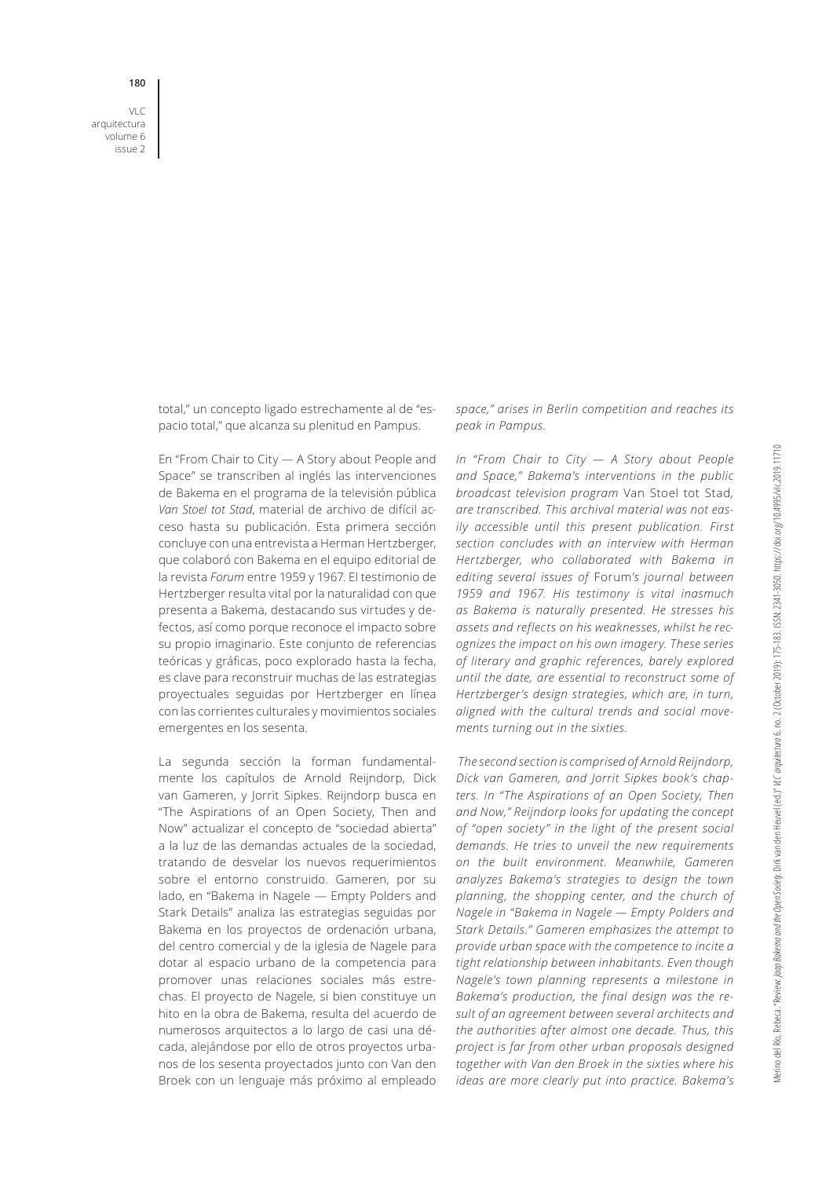total," un concepto ligado estrechamente al de "espacio total," que alcanza su plenitud en Pampus.

En "From Chair to City — A Story about People and Space" se transcriben al inglés las intervenciones de Bakema en el programa de la televisión pública *Van Stoel tot Stad*, material de archivo de difícil acceso hasta su publicación. Esta primera sección concluye con una entrevista a Herman Hertzberger, que colaboró con Bakema en el equipo editorial de la revista *Forum* entre 1959 y 1967. El testimonio de Hertzberger resulta vital por la naturalidad con que presenta a Bakema, destacando sus virtudes y defectos, así como porque reconoce el impacto sobre su propio imaginario. Este conjunto de referencias teóricas y gráficas, poco explorado hasta la fecha, es clave para reconstruir muchas de las estrategias proyectuales seguidas por Hertzberger en línea con las corrientes culturales y movimientos sociales emergentes en los sesenta.

La segunda sección la forman fundamentalmente los capítulos de Arnold Reijndorp, Dick van Gameren, y Jorrit Sipkes. Reijndorp busca en "The Aspirations of an Open Society, Then and Now" actualizar el concepto de "sociedad abierta" a la luz de las demandas actuales de la sociedad, tratando de desvelar los nuevos requerimientos sobre el entorno construido. Gameren, por su lado, en "Bakema in Nagele — Empty Polders and Stark Details" analiza las estrategias seguidas por Bakema en los proyectos de ordenación urbana, del centro comercial y de la iglesia de Nagele para dotar al espacio urbano de la competencia para promover unas relaciones sociales más estrechas. El proyecto de Nagele, si bien constituye un hito en la obra de Bakema, resulta del acuerdo de numerosos arquitectos a lo largo de casi una década, alejándose por ello de otros proyectos urbanos de los sesenta proyectados junto con Van den Broek con un lenguaje más próximo al empleado

*space," arises in Berlin competition and reaches its peak in Pampus.*

*In "From Chair to City — A Story about People and Space," Bakema's interventions in the public broadcast television program* Van Stoel tot Stad, *are transcribed. This archival material was not easily accessible until this present publication. First section concludes with an interview with Herman Hertzberger, who collaborated with Bakema in editing several issues of* Forum*'s journal between 1959 and 1967. His testimony is vital inasmuch as Bakema is naturally presented. He stresses his assets and reflects on his weaknesses, whilst he recognizes the impact on his own imagery. These series of literary and graphic references, barely explored until the date, are essential to reconstruct some of Hertzberger's design strategies, which are, in turn, aligned with the cultural trends and social movements turning out in the sixties.*

*The second section is comprised of Arnold Reijndorp, Dick van Gameren, and Jorrit Sipkes book's chapters. In "The Aspirations of an Open Society, Then and Now," Reijndorp looks for updating the concept of "open society" in the light of the present social demands. He tries to unveil the new requirements on the built environment. Meanwhile, Gameren analyzes Bakema's strategies to design the town planning, the shopping center, and the church of Nagele in "Bakema in Nagele — Empty Polders and Stark Details." Gameren emphasizes the attempt to provide urban space with the competence to incite a tight relationship between inhabitants. Even though Nagele's town planning represents a milestone in Bakema's production, the final design was the result of an agreement between several architects and the authorities after almost one decade. Thus, this project is far from other urban proposals designed together with Van den Broek in the sixties where his ideas are more clearly put into practice. Bakema's*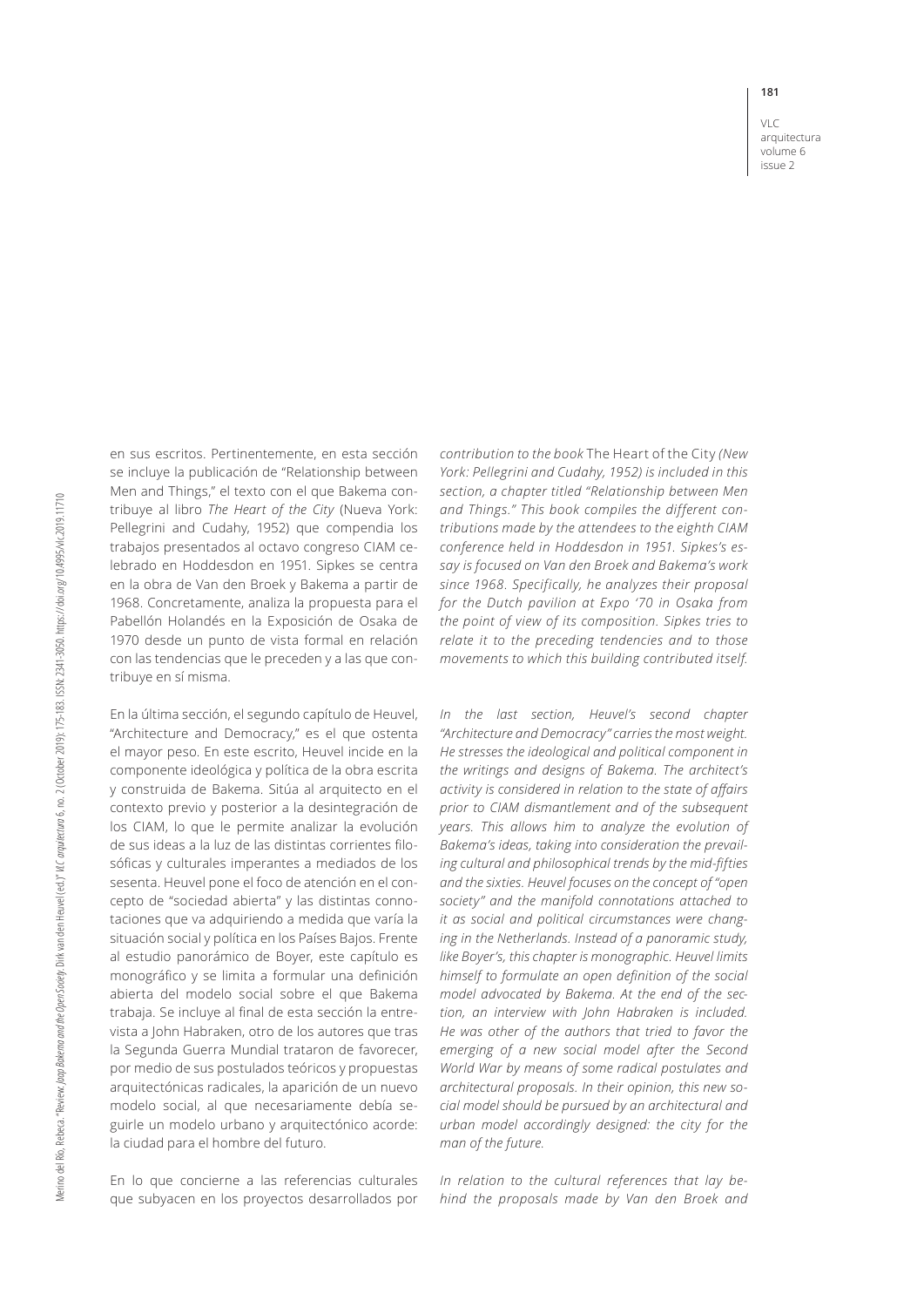en sus escritos. Pertinentemente, en esta sección se incluye la publicación de "Relationship between Men and Things," el texto con el que Bakema contribuye al libro *The Heart of the City* (Nueva York: Pellegrini and Cudahy, 1952) que compendia los trabajos presentados al octavo congreso CIAM celebrado en Hoddesdon en 1951. Sipkes se centra en la obra de Van den Broek y Bakema a partir de 1968. Concretamente, analiza la propuesta para el Pabellón Holandés en la Exposición de Osaka de 1970 desde un punto de vista formal en relación con las tendencias que le preceden y a las que contribuye en sí misma.

En la última sección, el segundo capítulo de Heuvel, "Architecture and Democracy," es el que ostenta el mayor peso. En este escrito, Heuvel incide en la componente ideológica y política de la obra escrita y construida de Bakema. Sitúa al arquitecto en el contexto previo y posterior a la desintegración de los CIAM, lo que le permite analizar la evolución de sus ideas a la luz de las distintas corrientes filosóficas y culturales imperantes a mediados de los sesenta. Heuvel pone el foco de atención en el concepto de "sociedad abierta" y las distintas connotaciones que va adquiriendo a medida que varía la situación social y política en los Países Bajos. Frente al estudio panorámico de Boyer, este capítulo es monográfico y se limita a formular una definición abierta del modelo social sobre el que Bakema trabaja. Se incluye al final de esta sección la entrevista a John Habraken, otro de los autores que tras la Segunda Guerra Mundial trataron de favorecer, por medio de sus postulados teóricos y propuestas arquitectónicas radicales, la aparición de un nuevo modelo social, al que necesariamente debía seguirle un modelo urbano y arquitectónico acorde: la ciudad para el hombre del futuro.

En lo que concierne a las referencias culturales que subyacen en los proyectos desarrollados por

*contribution to the book* The Heart of the City *(New York: Pellegrini and Cudahy, 1952) is included in this section, a chapter titled "Relationship between Men and Things." This book compiles the different contributions made by the attendees to the eighth CIAM conference held in Hoddesdon in 1951. Sipkes's essay is focused on Van den Broek and Bakema's work since 1968. Specifically, he analyzes their proposal for the Dutch pavilion at Expo '70 in Osaka from the point of view of its composition. Sipkes tries to relate it to the preceding tendencies and to those movements to which this building contributed itself.*

*In the last section, Heuvel's second chapter "Architecture and Democracy" carries the most weight. He stresses the ideological and political component in the writings and designs of Bakema. The architect's activity is considered in relation to the state of affairs prior to CIAM dismantlement and of the subsequent years. This allows him to analyze the evolution of Bakema's ideas, taking into consideration the prevailing cultural and philosophical trends by the mid-fifties and the sixties. Heuvel focuses on the concept of "open society" and the manifold connotations attached to it as social and political circumstances were changing in the Netherlands. Instead of a panoramic study, like Boyer's, this chapter is monographic. Heuvel limits himself to formulate an open definition of the social model advocated by Bakema. At the end of the section, an interview with John Habraken is included. He was other of the authors that tried to favor the emerging of a new social model after the Second World War by means of some radical postulates and architectural proposals. In their opinion, this new social model should be pursued by an architectural and urban model accordingly designed: the city for the man of the future.*

*In relation to the cultural references that lay behind the proposals made by Van den Broek and*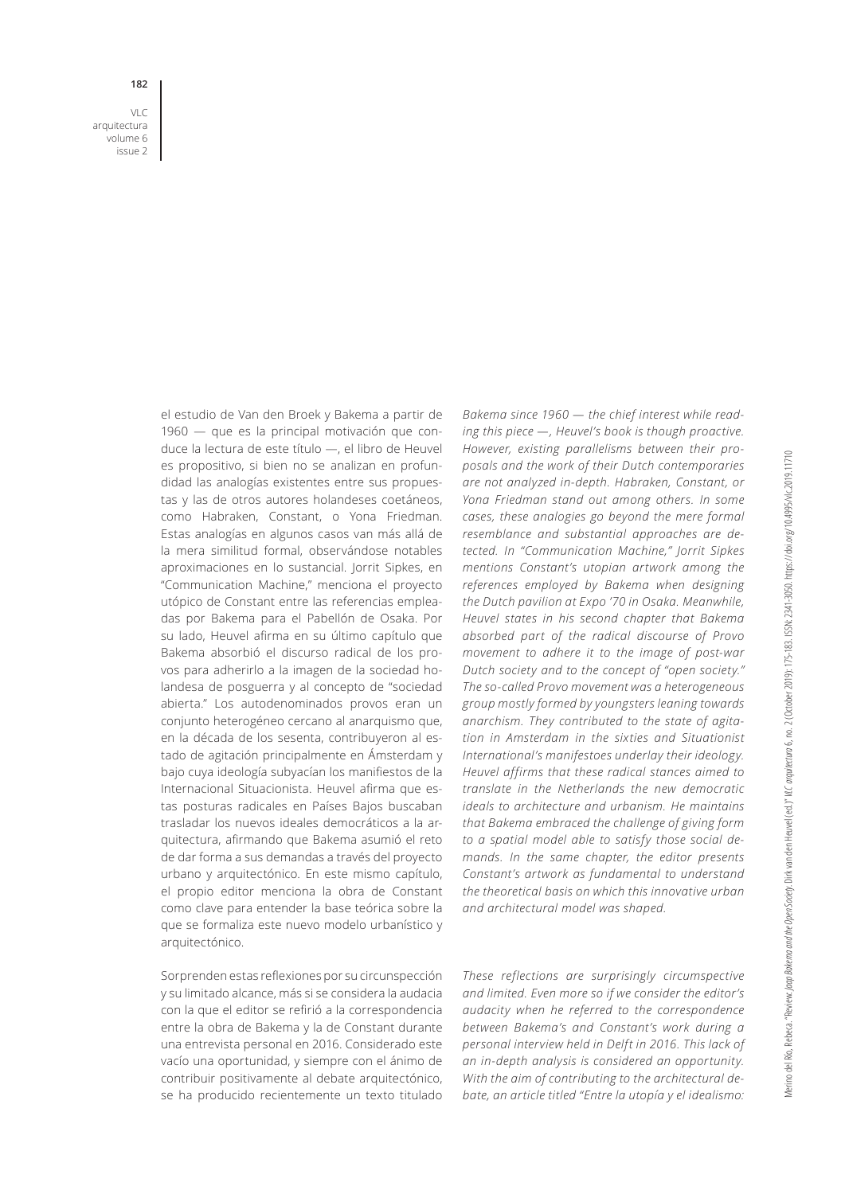el estudio de Van den Broek y Bakema a partir de 1960 — que es la principal motivación que conduce la lectura de este título —, el libro de Heuvel es propositivo, si bien no se analizan en profundidad las analogías existentes entre sus propuestas y las de otros autores holandeses coetáneos, como Habraken, Constant, o Yona Friedman. Estas analogías en algunos casos van más allá de la mera similitud formal, observándose notables aproximaciones en lo sustancial. Jorrit Sipkes, en "Communication Machine," menciona el proyecto utópico de Constant entre las referencias empleadas por Bakema para el Pabellón de Osaka. Por su lado, Heuvel afirma en su último capítulo que Bakema absorbió el discurso radical de los provos para adherirlo a la imagen de la sociedad holandesa de posguerra y al concepto de "sociedad abierta." Los autodenominados provos eran un conjunto heterogéneo cercano al anarquismo que, en la década de los sesenta, contribuyeron al estado de agitación principalmente en Ámsterdam y bajo cuya ideología subyacían los manifiestos de la Internacional Situacionista. Heuvel afirma que estas posturas radicales en Países Bajos buscaban trasladar los nuevos ideales democráticos a la arquitectura, afirmando que Bakema asumió el reto de dar forma a sus demandas a través del proyecto urbano y arquitectónico. En este mismo capítulo, el propio editor menciona la obra de Constant como clave para entender la base teórica sobre la que se formaliza este nuevo modelo urbanístico y arquitectónico.

Sorprenden estas reflexiones por su circunspección y su limitado alcance, más si se considera la audacia con la que el editor se refirió a la correspondencia entre la obra de Bakema y la de Constant durante una entrevista personal en 2016. Considerado este vacío una oportunidad, y siempre con el ánimo de contribuir positivamente al debate arquitectónico, se ha producido recientemente un texto titulado

*Bakema since 1960 — the chief interest while reading this piece —, Heuvel's book is though proactive. However, existing parallelisms between their proposals and the work of their Dutch contemporaries are not analyzed in-depth. Habraken, Constant, or Yona Friedman stand out among others. In some cases, these analogies go beyond the mere formal resemblance and substantial approaches are detected. In "Communication Machine," Jorrit Sipkes mentions Constant's utopian artwork among the references employed by Bakema when designing the Dutch pavilion at Expo '70 in Osaka. Meanwhile, Heuvel states in his second chapter that Bakema absorbed part of the radical discourse of Provo movement to adhere it to the image of post-war Dutch society and to the concept of "open society." The so-called Provo movement was a heterogeneous group mostly formed by youngsters leaning towards anarchism. They contributed to the state of agitation in Amsterdam in the sixties and Situationist International's manifestoes underlay their ideology. Heuvel affirms that these radical stances aimed to translate in the Netherlands the new democratic ideals to architecture and urbanism. He maintains that Bakema embraced the challenge of giving form to a spatial model able to satisfy those social demands. In the same chapter, the editor presents Constant's artwork as fundamental to understand the theoretical basis on which this innovative urban and architectural model was shaped.*

*These reflections are surprisingly circumspective and limited. Even more so if we consider the editor's audacity when he referred to the correspondence between Bakema's and Constant's work during a personal interview held in Delft in 2016. This lack of an in-depth analysis is considered an opportunity. With the aim of contributing to the architectural debate, an article titled "Entre la utopía y el idealismo:*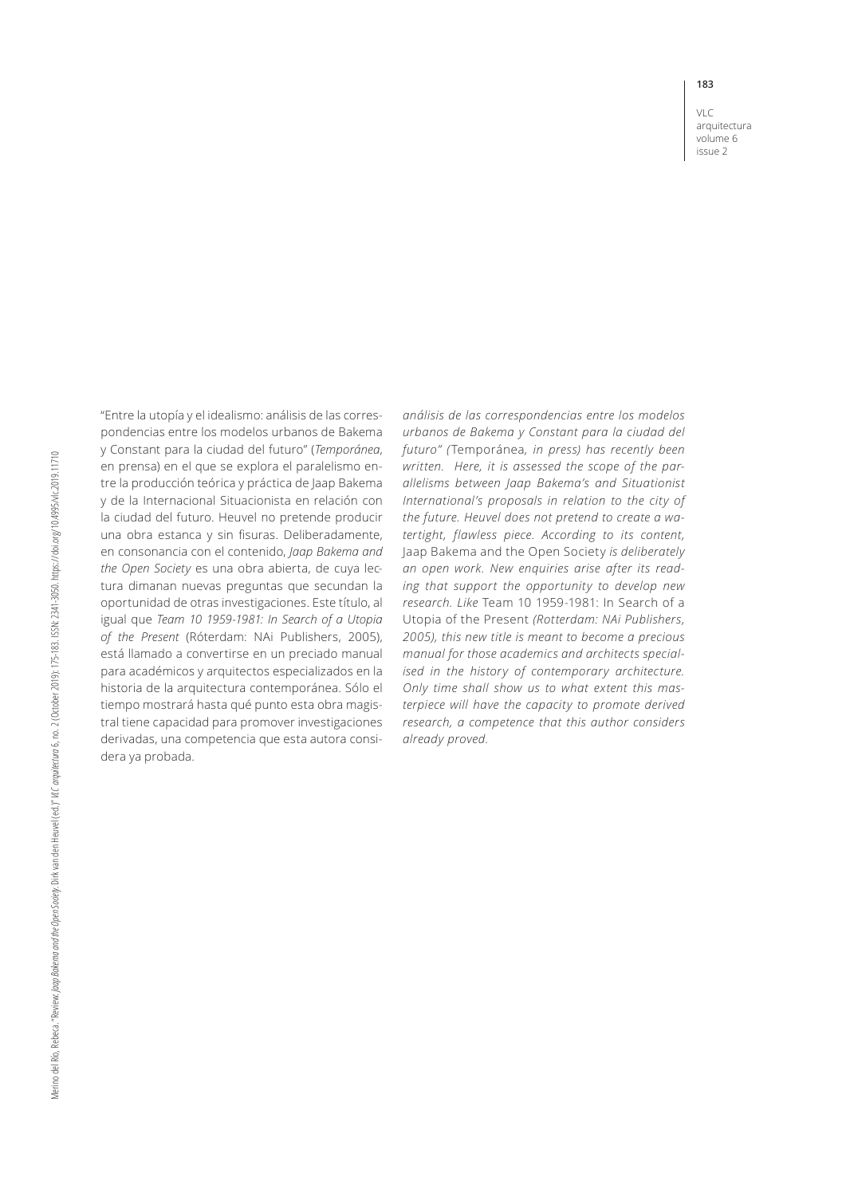"Entre la utopía y el idealismo: análisis de las correspondencias entre los modelos urbanos de Bakema y Constant para la ciudad del futuro" (*Temporánea*, en prensa) en el que se explora el paralelismo entre la producción teórica y práctica de Jaap Bakema y de la Internacional Situacionista en relación con la ciudad del futuro. Heuvel no pretende producir una obra estanca y sin fisuras. Deliberadamente, en consonancia con el contenido, *Jaap Bakema and the Open Society* es una obra abierta, de cuya lectura dimanan nuevas preguntas que secundan la oportunidad de otras investigaciones. Este título, al igual que *Team 10 1959-1981: In Search of a Utopia of the Present* (Róterdam: NAi Publishers, 2005), está llamado a convertirse en un preciado manual para académicos y arquitectos especializados en la historia de la arquitectura contemporánea. Sólo el tiempo mostrará hasta qué punto esta obra magistral tiene capacidad para promover investigaciones derivadas, una competencia que esta autora considera ya probada.

*análisis de las correspondencias entre los modelos urbanos de Bakema y Constant para la ciudad del futuro" (*Temporánea*, in press) has recently been written. Here, it is assessed the scope of the parallelisms between Jaap Bakema's and Situationist International's proposals in relation to the city of the future. Heuvel does not pretend to create a watertight, flawless piece. According to its content,* Jaap Bakema and the Open Society *is deliberately an open work. New enquiries arise after its reading that support the opportunity to develop new research. Like* Team 10 1959-1981: In Search of a Utopia of the Present *(Rotterdam: NAi Publishers, 2005), this new title is meant to become a precious manual for those academics and architects specialised in the history of contemporary architecture. Only time shall show us to what extent this masterpiece will have the capacity to promote derived research, a competence that this author considers already proved.*